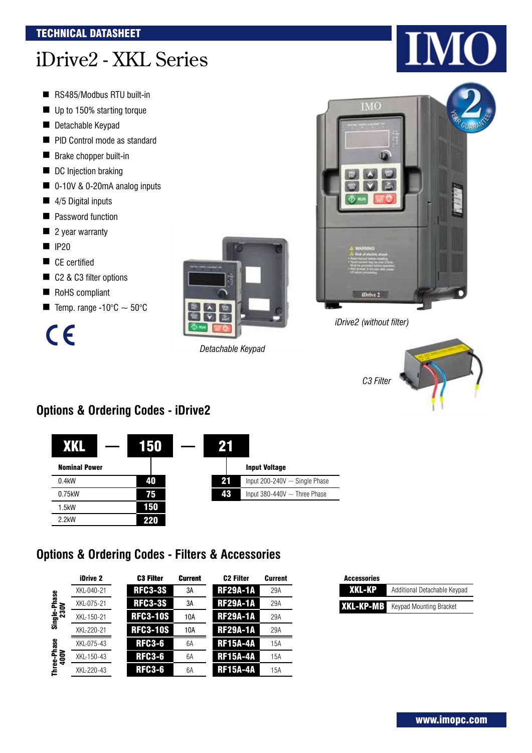TECHNICAL DATASHEET

# iDrive2 - XKL Series

- RS485/Modbus RTU built-in
- Up to 150% starting torque
- Detachable Keypad
- PID Control mode as standard
- Brake chopper built-in
- DC Injection braking
- 0-10V & 0-20mA analog inputs
- 4/5 Digital inputs
- Password function
- 2 year warranty
- IP20
- CE certified
- C2 & C3 filter options
- RoHS compliant
- Temp. range -10°C ~ 50°C

*Detachable Keypad*

*iDrive2 (without filter)*

*C3 Filter*

## Options & Ordering Codes - iDrive2

**XKL — 150 — 21**

| Nominal Power | |
|---|---|
| 0.4kW | 40 |
| 0.75kW | 75 |
| 1.5kW | 150 |
| 2.2kW | 220 |

| | Input Voltage |
|---|---|
| 21 | Input 200-240V ~ Single Phase |
| 43 | Input 380-440V ~ Three Phase |

## Options & Ordering Codes - Filters & Accessories

| | iDrive 2 | C3 Filter | Current | C2 Filter | Current |
|---|---|---|---|---|---|
| Single-Phase 230V | XKL-040-21 | RFC3-3S | 3A | RF29A-1A | 29A |
| | XKL-075-21 | RFC3-3S | 3A | RF29A-1A | 29A |
| | XKL-150-21 | RFC3-10S | 10A | RF29A-1A | 29A |
| | XKL-220-21 | RFC3-10S | 10A | RF29A-1A | 29A |
| Three-Phase 400V | XKL-075-43 | RFC3-6 | 6A | RF15A-4A | 15A |
| | XKL-150-43 | RFC3-6 | 6A | RF15A-4A | 15A |
| | XKL-220-43 | RFC3-6 | 6A | RF15A-4A | 15A |

| Accessories | |
|---|---|
| XKL-KP | Additional Detachable Keypad |
| XKL-KP-MB | Keypad Mounting Bracket |

www.imopc.com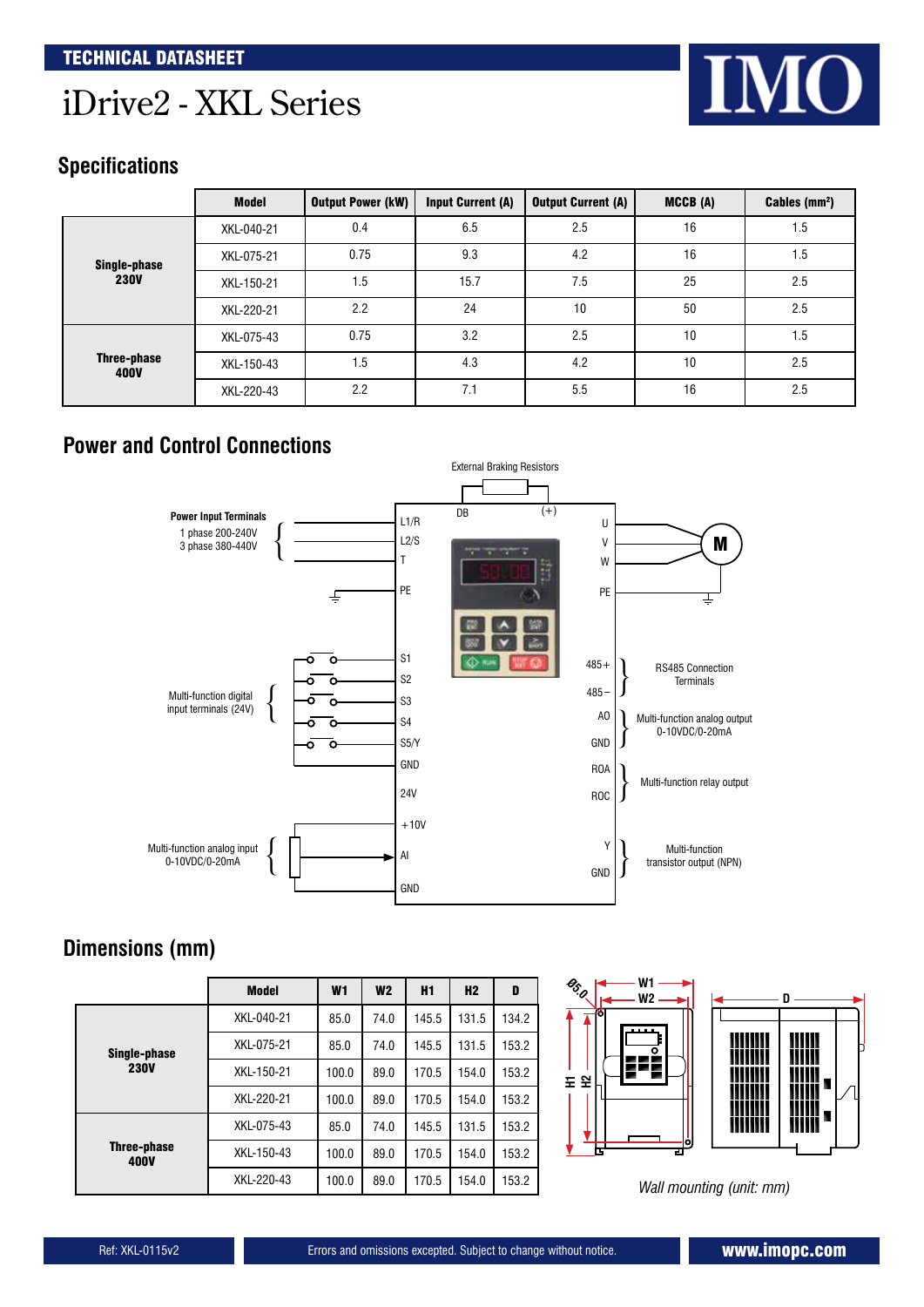# iDrive2 - XKL Series

## Specifications

| | Model | Output Power (kW) | Input Current (A) | Output Current (A) | MCCB (A) | Cables (mm²) |
|---|---|---|---|---|---|---|
| **Single-phase 230V** | XKL-040-21 | 0.4 | 6.5 | 2.5 | 16 | 1.5 |
| | XKL-075-21 | 0.75 | 9.3 | 4.2 | 16 | 1.5 |
| | XKL-150-21 | 1.5 | 15.7 | 7.5 | 25 | 2.5 |
| | XKL-220-21 | 2.2 | 24 | 10 | 50 | 2.5 |
| **Three-phase 400V** | XKL-075-43 | 0.75 | 3.2 | 2.5 | 10 | 1.5 |
| | XKL-150-43 | 1.5 | 4.3 | 4.2 | 10 | 2.5 |
| | XKL-220-43 | 2.2 | 7.1 | 5.5 | 16 | 2.5 |

## Power and Control Connections

External Braking Resistors

DB (+)

Power Input Terminals
1 phase 200-240V
3 phase 380-440V

L1/R
L2/S
T
PE

U
V
W
PE

M

S1
S2
S3
S4
S5/Y
GND
24V

Multi-function digital input terminals (24V)

485+
485–
RS485 Connection Terminals

AO
GND
Multi-function analog output 0-10VDC/0-20mA

ROA
ROC
Multi-function relay output

+10V
AI
GND
Multi-function analog input 0-10VDC/0-20mA

Y
GND
Multi-function transistor output (NPN)

## Dimensions (mm)

| | Model | W1 | W2 | H1 | H2 | D |
|---|---|---|---|---|---|---|
| **Single-phase 230V** | XKL-040-21 | 85.0 | 74.0 | 145.5 | 131.5 | 134.2 |
| | XKL-075-21 | 85.0 | 74.0 | 145.5 | 131.5 | 153.2 |
| | XKL-150-21 | 100.0 | 89.0 | 170.5 | 154.0 | 153.2 |
| | XKL-220-21 | 100.0 | 89.0 | 170.5 | 154.0 | 153.2 |
| **Three-phase 400V** | XKL-075-43 | 85.0 | 74.0 | 145.5 | 131.5 | 153.2 |
| | XKL-150-43 | 100.0 | 89.0 | 170.5 | 154.0 | 153.2 |
| | XKL-220-43 | 100.0 | 89.0 | 170.5 | 154.0 | 153.2 |

Ø5.0
W1
W2
H1
H2
D

*Wall mounting (unit: mm)*

Ref: XKL-0115v2 | Errors and omissions excepted. Subject to change without notice. | www.imopc.com